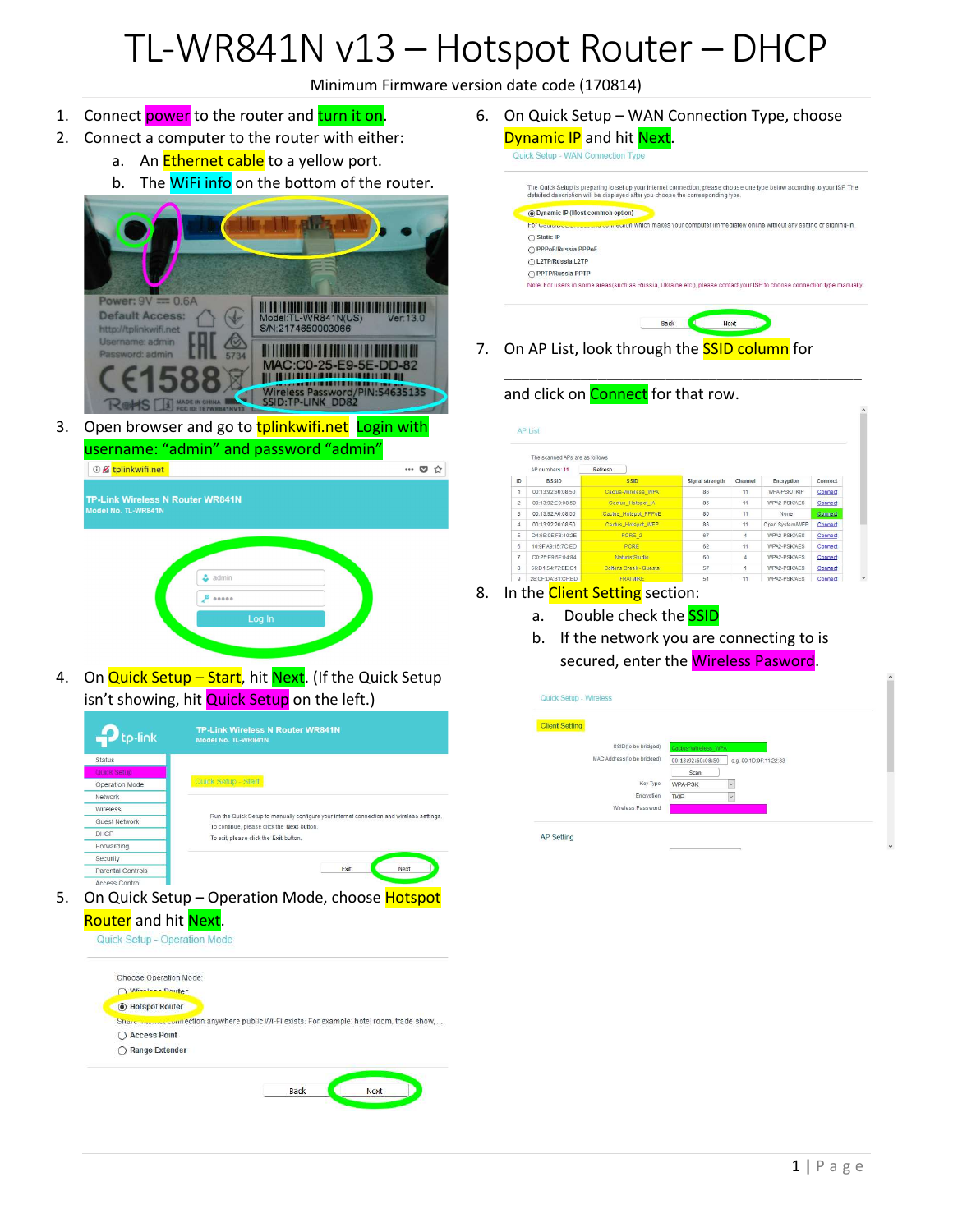# TL-WR841N v13 – Hotspot Router – DHCP

Minimum Firmware version date code (170814)

1. Connect power to the router and turn it on.
2. Connect a computer to the router with either:
   a. An Ethernet cable to a yellow port.
   b. The WiFi info on the bottom of the router.
3. Open browser and go to tplinkwifi.net Login with username: "admin" and password "admin"
4. On Quick Setup – Start, hit Next. (If the Quick Setup isn't showing, hit Quick Setup on the left.)
5. On Quick Setup – Operation Mode, choose Hotspot Router and hit Next.
6. On Quick Setup – WAN Connection Type, choose Dynamic IP and hit Next.
7. On AP List, look through the SSID column for

   ______________________________________

   and click on Connect for that row.
8. In the Client Setting section:
   a. Double check the SSID
   b. If the network you are connecting to is secured, enter the Wireless Pasword.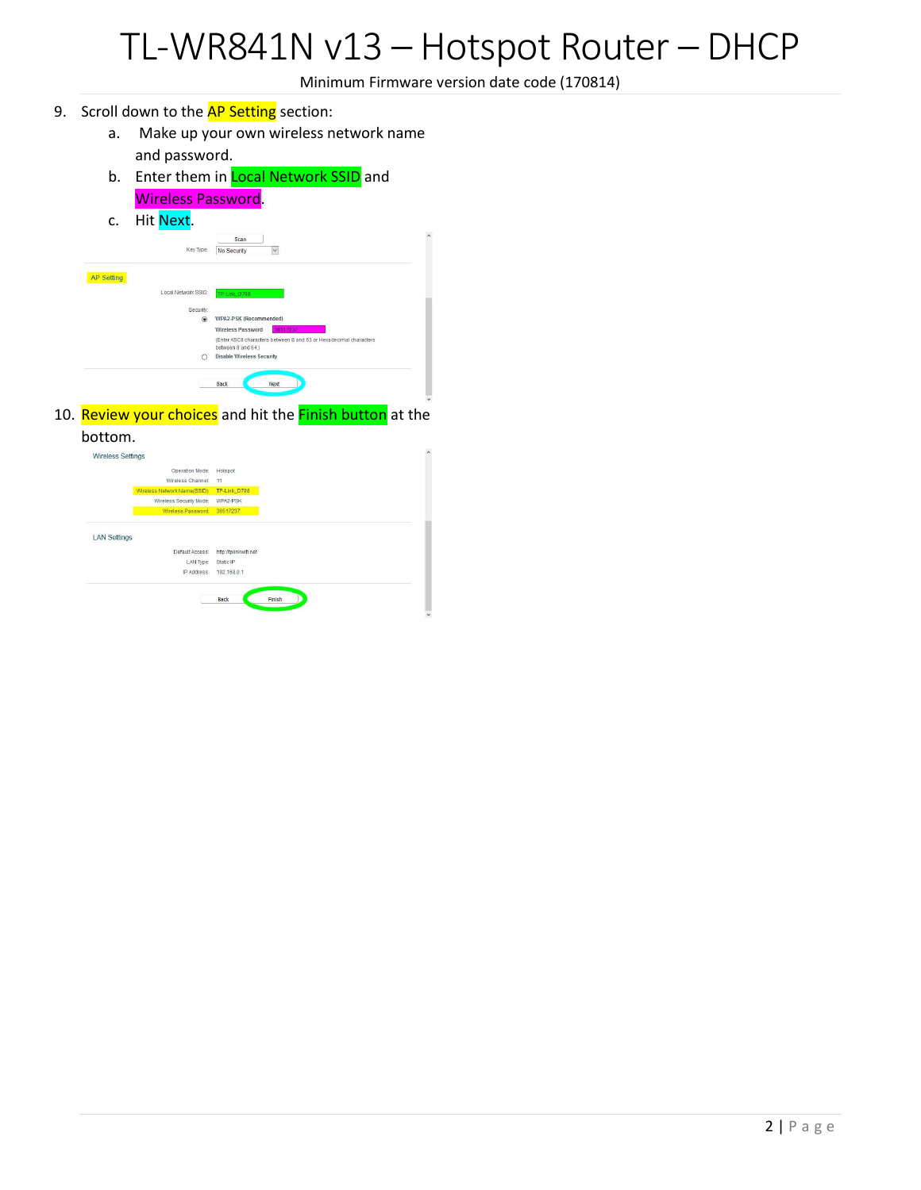9. Scroll down to the AP Setting section:
   a. Make up your own wireless network name and password.
   b. Enter them in Local Network SSID and Wireless Password.
   c. Hit Next.

10. Review your choices and hit the Finish button at the bottom.